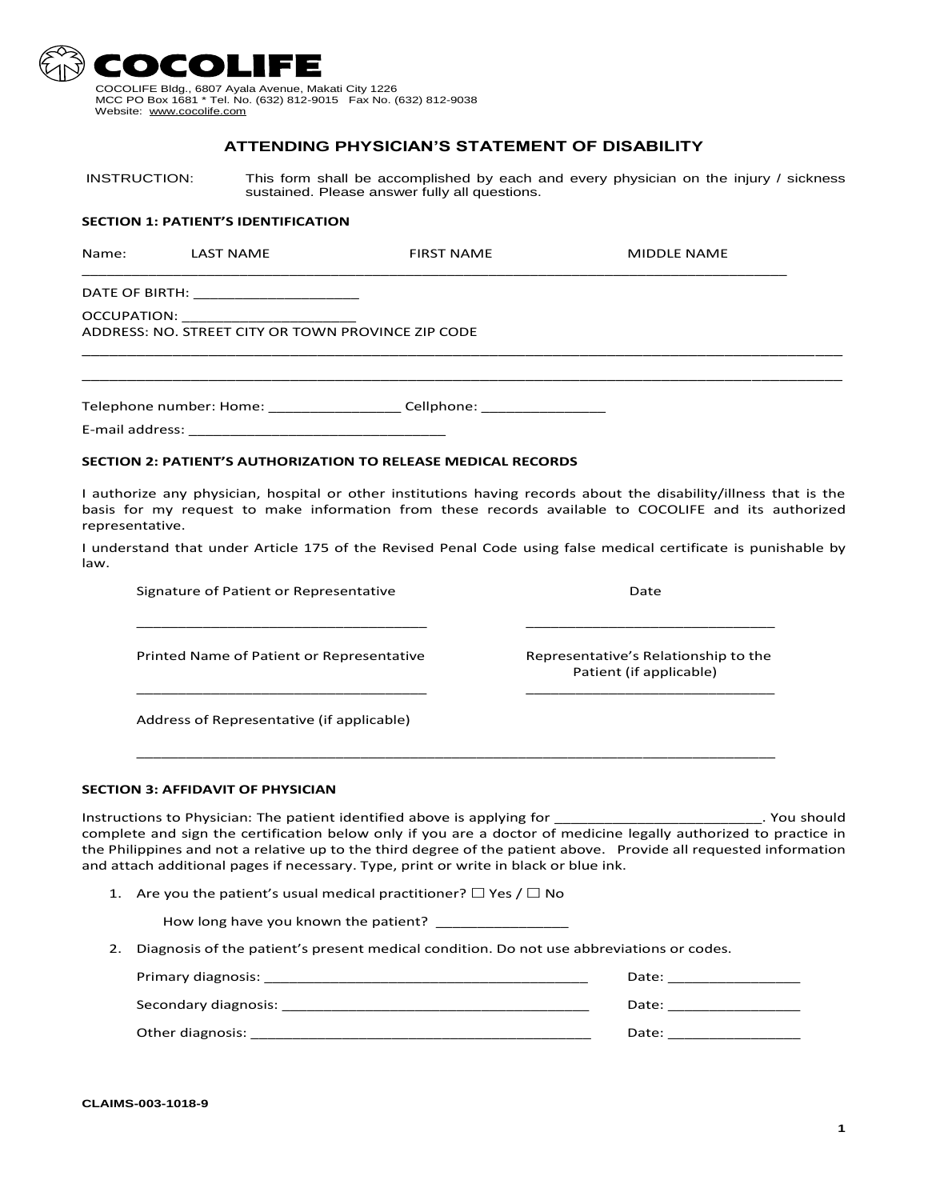# COCOLIFE

COCOLIFE Bldg., 6807 Ayala Avenue, Makati City 1226
MCC PO Box 1681 * Tel. No. (632) 812-9015 Fax No. (632) 812-9038
Website: www.cocolife.com

## ATTENDING PHYSICIAN'S STATEMENT OF DISABILITY

INSTRUCTION: This form shall be accomplished by each and every physician on the injury / sickness sustained. Please answer fully all questions.

### SECTION 1: PATIENT'S IDENTIFICATION

Name: LAST NAME FIRST NAME MIDDLE NAME

______________________________________________________________________

DATE OF BIRTH: ____________________

OCCUPATION: ______________________

ADDRESS: NO. STREET CITY OR TOWN PROVINCE ZIP CODE

______________________________________________________________________

______________________________________________________________________

Telephone number: Home: ________________ Cellphone: _______________

E-mail address: ________________________________

### SECTION 2: PATIENT'S AUTHORIZATION TO RELEASE MEDICAL RECORDS

I authorize any physician, hospital or other institutions having records about the disability/illness that is the basis for my request to make information from these records available to COCOLIFE and its authorized representative.

I understand that under Article 175 of the Revised Penal Code using false medical certificate is punishable by law.

Signature of Patient or Representative ____________________________________

Date ______________________________

Printed Name of Patient or Representative ____________________________________

Representative's Relationship to the Patient (if applicable) ______________________________

Address of Representative (if applicable)

______________________________________________________________________

### SECTION 3: AFFIDAVIT OF PHYSICIAN

Instructions to Physician: The patient identified above is applying for __________________________. You should complete and sign the certification below only if you are a doctor of medicine legally authorized to practice in the Philippines and not a relative up to the third degree of the patient above. Provide all requested information and attach additional pages if necessary. Type, print or write in black or blue ink.

1. Are you the patient's usual medical practitioner? ☐ Yes / ☐ No

   How long have you known the patient? ________________

2. Diagnosis of the patient's present medical condition. Do not use abbreviations or codes.

   Primary diagnosis: ________________________________________ Date: ________________

   Secondary diagnosis: ______________________________________ Date: ________________

   Other diagnosis: __________________________________________ Date: ________________

CLAIMS-003-1018-9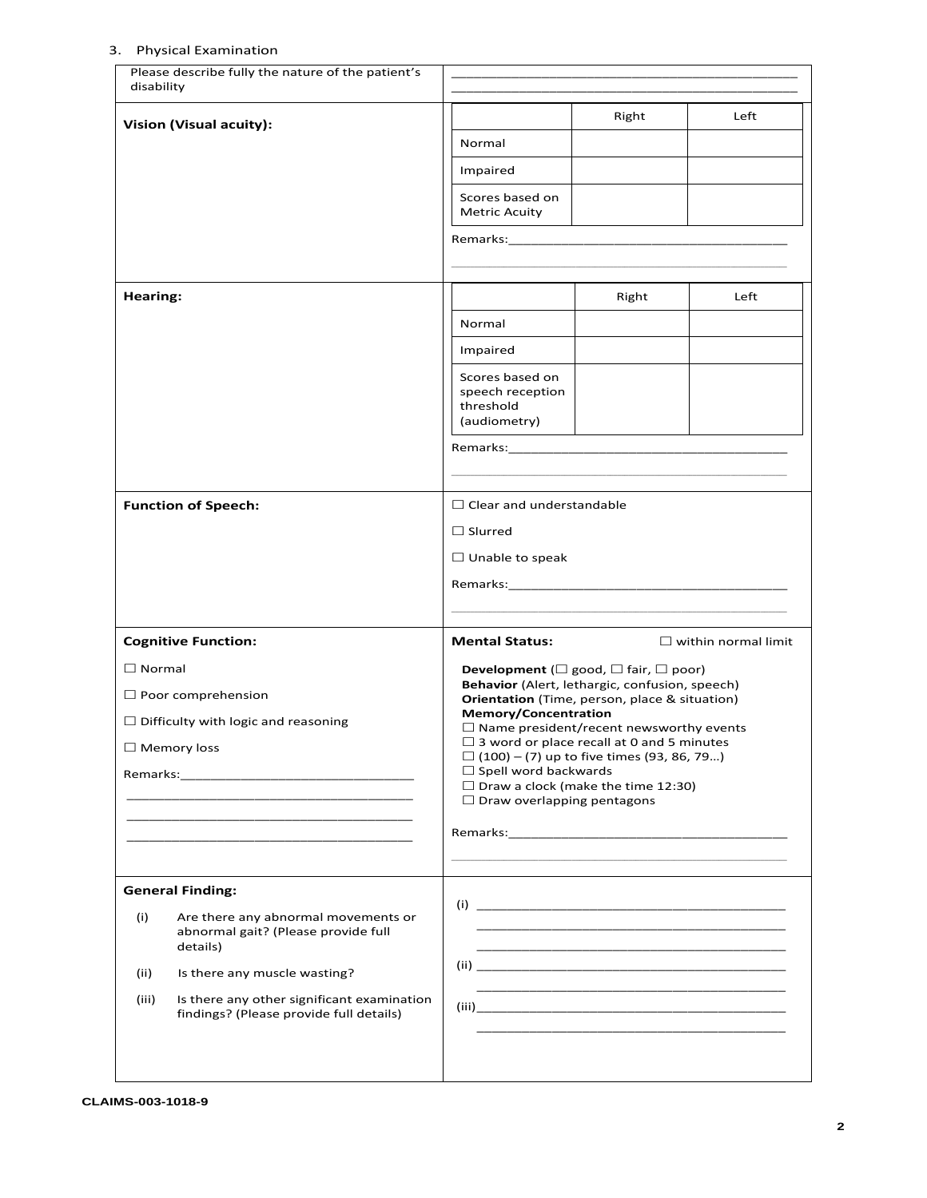3. Physical Examination

| | |
|---|---|
| Please describe fully the nature of the patient's disability | \_\_\_\_\_\_\_\_\_\_\_\_\_\_\_\_\_\_\_\_\_\_\_\_\_\_\_\_\_\_\_\_\_\_\_\_\_\_\_\_ \_\_\_\_\_\_\_\_\_\_\_\_\_\_\_\_\_\_\_\_\_\_\_\_\_\_\_\_\_\_\_\_\_\_\_\_\_\_\_\_ |

**Vision (Visual acuity):**

| | Right | Left |
|---|---|---|
| Normal | | |
| Impaired | | |
| Scores based on Metric Acuity | | |

Remarks:\_\_\_\_\_\_\_\_\_\_\_\_\_\_\_\_\_\_\_\_\_\_\_\_\_\_\_\_\_\_\_\_\_\_\_\_

\_\_\_\_\_\_\_\_\_\_\_\_\_\_\_\_\_\_\_\_\_\_\_\_\_\_\_\_\_\_\_\_\_\_\_\_\_\_\_\_\_\_\_\_

**Hearing:**

| | Right | Left |
|---|---|---|
| Normal | | |
| Impaired | | |
| Scores based on speech reception threshold (audiometry) | | |

Remarks:\_\_\_\_\_\_\_\_\_\_\_\_\_\_\_\_\_\_\_\_\_\_\_\_\_\_\_\_\_\_\_\_\_\_\_\_

\_\_\_\_\_\_\_\_\_\_\_\_\_\_\_\_\_\_\_\_\_\_\_\_\_\_\_\_\_\_\_\_\_\_\_\_\_\_\_\_\_\_\_\_

**Function of Speech:**

☐ Clear and understandable

☐ Slurred

☐ Unable to speak

Remarks:\_\_\_\_\_\_\_\_\_\_\_\_\_\_\_\_\_\_\_\_\_\_\_\_\_\_\_\_\_\_\_\_\_\_\_\_

\_\_\_\_\_\_\_\_\_\_\_\_\_\_\_\_\_\_\_\_\_\_\_\_\_\_\_\_\_\_\_\_\_\_\_\_\_\_\_\_\_\_\_\_

**Cognitive Function:**

☐ Normal

☐ Poor comprehension

☐ Difficulty with logic and reasoning

☐ Memory loss

Remarks:\_\_\_\_\_\_\_\_\_\_\_\_\_\_\_\_\_\_\_\_\_\_\_\_\_\_\_\_\_\_\_\_

\_\_\_\_\_\_\_\_\_\_\_\_\_\_\_\_\_\_\_\_\_\_\_\_\_\_\_\_\_\_\_\_\_\_\_\_\_\_\_\_

\_\_\_\_\_\_\_\_\_\_\_\_\_\_\_\_\_\_\_\_\_\_\_\_\_\_\_\_\_\_\_\_\_\_\_\_\_\_\_\_

\_\_\_\_\_\_\_\_\_\_\_\_\_\_\_\_\_\_\_\_\_\_\_\_\_\_\_\_\_\_\_\_\_\_\_\_\_\_\_\_

**Mental Status:** ☐ within normal limit

**Development** (☐ good, ☐ fair, ☐ poor)
**Behavior** (Alert, lethargic, confusion, speech)
**Orientation** (Time, person, place & situation)
**Memory/Concentration**
☐ Name president/recent newsworthy events
☐ 3 word or place recall at 0 and 5 minutes
☐ (100) – (7) up to five times (93, 86, 79…)
☐ Spell word backwards
☐ Draw a clock (make the time 12:30)
☐ Draw overlapping pentagons

Remarks:\_\_\_\_\_\_\_\_\_\_\_\_\_\_\_\_\_\_\_\_\_\_\_\_\_\_\_\_\_\_\_\_\_\_\_\_

\_\_\_\_\_\_\_\_\_\_\_\_\_\_\_\_\_\_\_\_\_\_\_\_\_\_\_\_\_\_\_\_\_\_\_\_\_\_\_\_\_\_\_\_

**General Finding:**

(i) Are there any abnormal movements or abnormal gait? (Please provide full details)

(ii) Is there any muscle wasting?

(iii) Is there any other significant examination findings? (Please provide full details)

(i) \_\_\_\_\_\_\_\_\_\_\_\_\_\_\_\_\_\_\_\_\_\_\_\_\_\_\_\_\_\_\_\_\_\_\_\_\_\_\_\_
\_\_\_\_\_\_\_\_\_\_\_\_\_\_\_\_\_\_\_\_\_\_\_\_\_\_\_\_\_\_\_\_\_\_\_\_\_\_\_\_
\_\_\_\_\_\_\_\_\_\_\_\_\_\_\_\_\_\_\_\_\_\_\_\_\_\_\_\_\_\_\_\_\_\_\_\_\_\_\_\_

(ii) \_\_\_\_\_\_\_\_\_\_\_\_\_\_\_\_\_\_\_\_\_\_\_\_\_\_\_\_\_\_\_\_\_\_\_\_\_\_\_\_
\_\_\_\_\_\_\_\_\_\_\_\_\_\_\_\_\_\_\_\_\_\_\_\_\_\_\_\_\_\_\_\_\_\_\_\_\_\_\_\_

(iii)\_\_\_\_\_\_\_\_\_\_\_\_\_\_\_\_\_\_\_\_\_\_\_\_\_\_\_\_\_\_\_\_\_\_\_\_\_\_\_\_
\_\_\_\_\_\_\_\_\_\_\_\_\_\_\_\_\_\_\_\_\_\_\_\_\_\_\_\_\_\_\_\_\_\_\_\_\_\_\_\_

**CLAIMS-003-1018-9**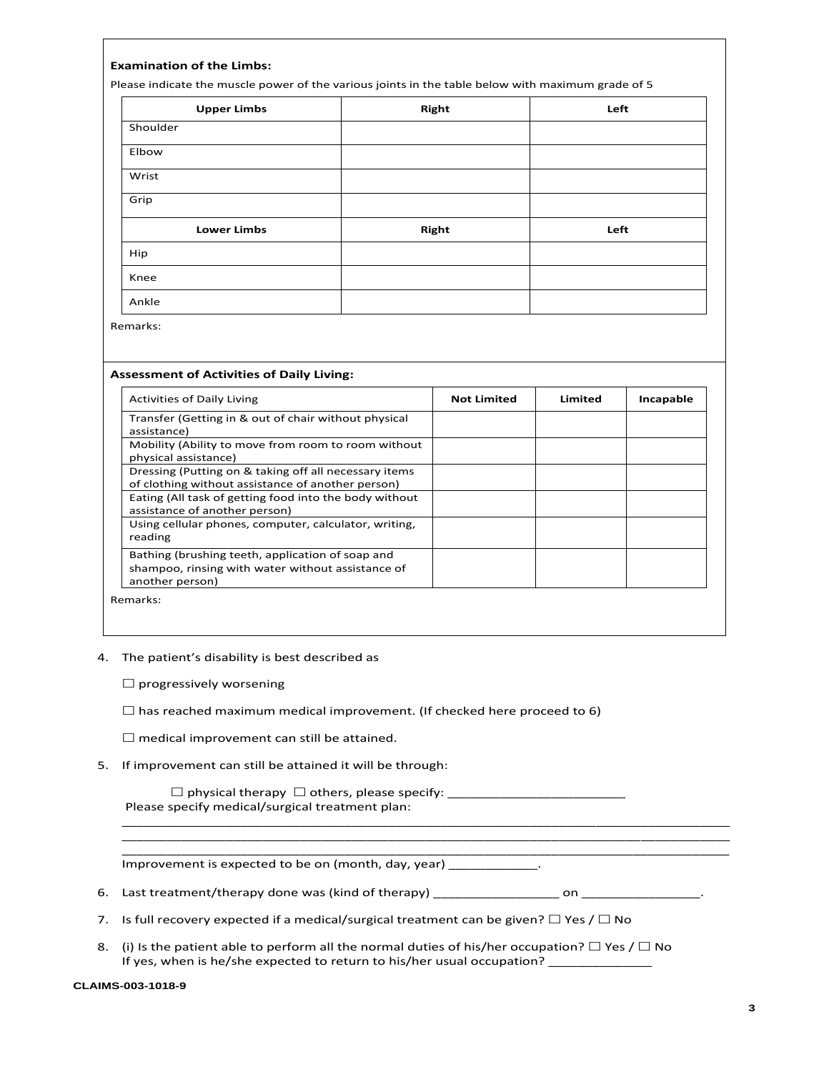**Examination of the Limbs:**

Please indicate the muscle power of the various joints in the table below with maximum grade of 5

| Upper Limbs | Right | Left |
|---|---|---|
| Shoulder | | |
| Elbow | | |
| Wrist | | |
| Grip | | |
| **Lower Limbs** | **Right** | **Left** |
| Hip | | |
| Knee | | |
| Ankle | | |

Remarks:

**Assessment of Activities of Daily Living:**

| Activities of Daily Living | Not Limited | Limited | Incapable |
|---|---|---|---|
| Transfer (Getting in & out of chair without physical assistance) | | | |
| Mobility (Ability to move from room to room without physical assistance) | | | |
| Dressing (Putting on & taking off all necessary items of clothing without assistance of another person) | | | |
| Eating (All task of getting food into the body without assistance of another person) | | | |
| Using cellular phones, computer, calculator, writing, reading | | | |
| Bathing (brushing teeth, application of soap and shampoo, rinsing with water without assistance of another person) | | | |

Remarks:

4. The patient's disability is best described as

   ☐ progressively worsening

   ☐ has reached maximum medical improvement. (If checked here proceed to 6)

   ☐ medical improvement can still be attained.

5. If improvement can still be attained it will be through:

   ☐ physical therapy ☐ others, please specify: ________________________

   Please specify medical/surgical treatment plan:

   ____________________________________________________________________________________

   ____________________________________________________________________________________

   ____________________________________________________________________________________

   Improvement is expected to be on (month, day, year) ____________.

6. Last treatment/therapy done was (kind of therapy) _________________ on ________________.

7. Is full recovery expected if a medical/surgical treatment can be given? ☐ Yes / ☐ No

8. (i) Is the patient able to perform all the normal duties of his/her occupation? ☐ Yes / ☐ No
   If yes, when is he/she expected to return to his/her usual occupation? ______________

CLAIMS-003-1018-9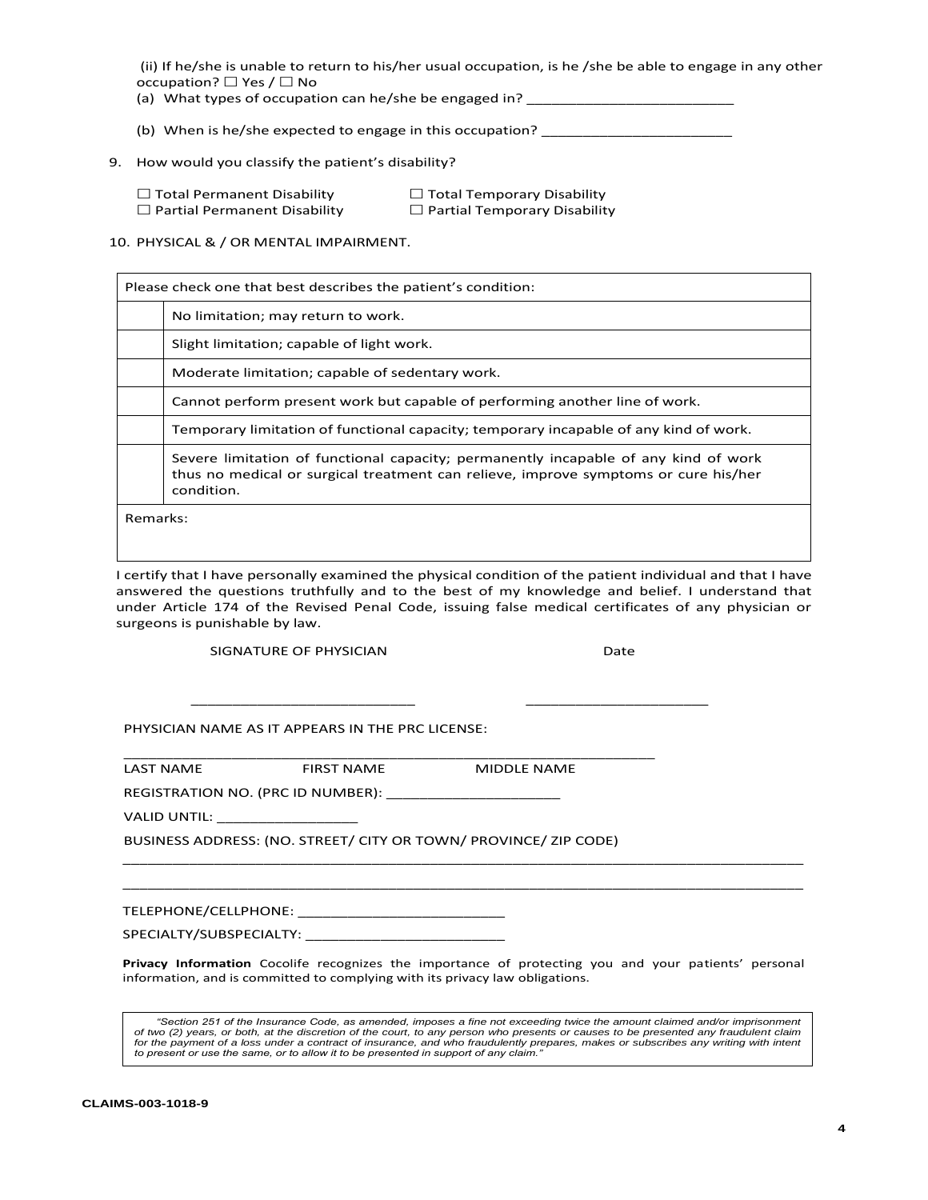(ii) If he/she is unable to return to his/her usual occupation, is he /she be able to engage in any other occupation? ☐ Yes / ☐ No

(a) What types of occupation can he/she be engaged in? ___________________________

(b) When is he/she expected to engage in this occupation? ________________________

9. How would you classify the patient's disability?

☐ Total Permanent Disability    ☐ Total Temporary Disability
☐ Partial Permanent Disability    ☐ Partial Temporary Disability

10. PHYSICAL & / OR MENTAL IMPAIRMENT.

| Please check one that best describes the patient's condition: | |
|---|---|
| | No limitation; may return to work. |
| | Slight limitation; capable of light work. |
| | Moderate limitation; capable of sedentary work. |
| | Cannot perform present work but capable of performing another line of work. |
| | Temporary limitation of functional capacity; temporary incapable of any kind of work. |
| | Severe limitation of functional capacity; permanently incapable of any kind of work thus no medical or surgical treatment can relieve, improve symptoms or cure his/her condition. |
| Remarks: | |

I certify that I have personally examined the physical condition of the patient individual and that I have answered the questions truthfully and to the best of my knowledge and belief. I understand that under Article 174 of the Revised Penal Code, issuing false medical certificates of any physician or surgeons is punishable by law.

SIGNATURE OF PHYSICIAN    Date

____________________________    ________________________

PHYSICIAN NAME AS IT APPEARS IN THE PRC LICENSE:

____________________________________________________________________

LAST NAME    FIRST NAME    MIDDLE NAME

REGISTRATION NO. (PRC ID NUMBER): ______________________

VALID UNTIL: __________________

BUSINESS ADDRESS: (NO. STREET/ CITY OR TOWN/ PROVINCE/ ZIP CODE)

_____________________________________________________________________________________________

_____________________________________________________________________________________________

TELEPHONE/CELLPHONE: ___________________________

SPECIALTY/SUBSPECIALTY: __________________________

**Privacy Information** Cocolife recognizes the importance of protecting you and your patients' personal information, and is committed to complying with its privacy law obligations.

*"Section 251 of the Insurance Code, as amended, imposes a fine not exceeding twice the amount claimed and/or imprisonment of two (2) years, or both, at the discretion of the court, to any person who presents or causes to be presented any fraudulent claim for the payment of a loss under a contract of insurance, and who fraudulently prepares, makes or subscribes any writing with intent to present or use the same, or to allow it to be presented in support of any claim."*

**CLAIMS-003-1018-9**